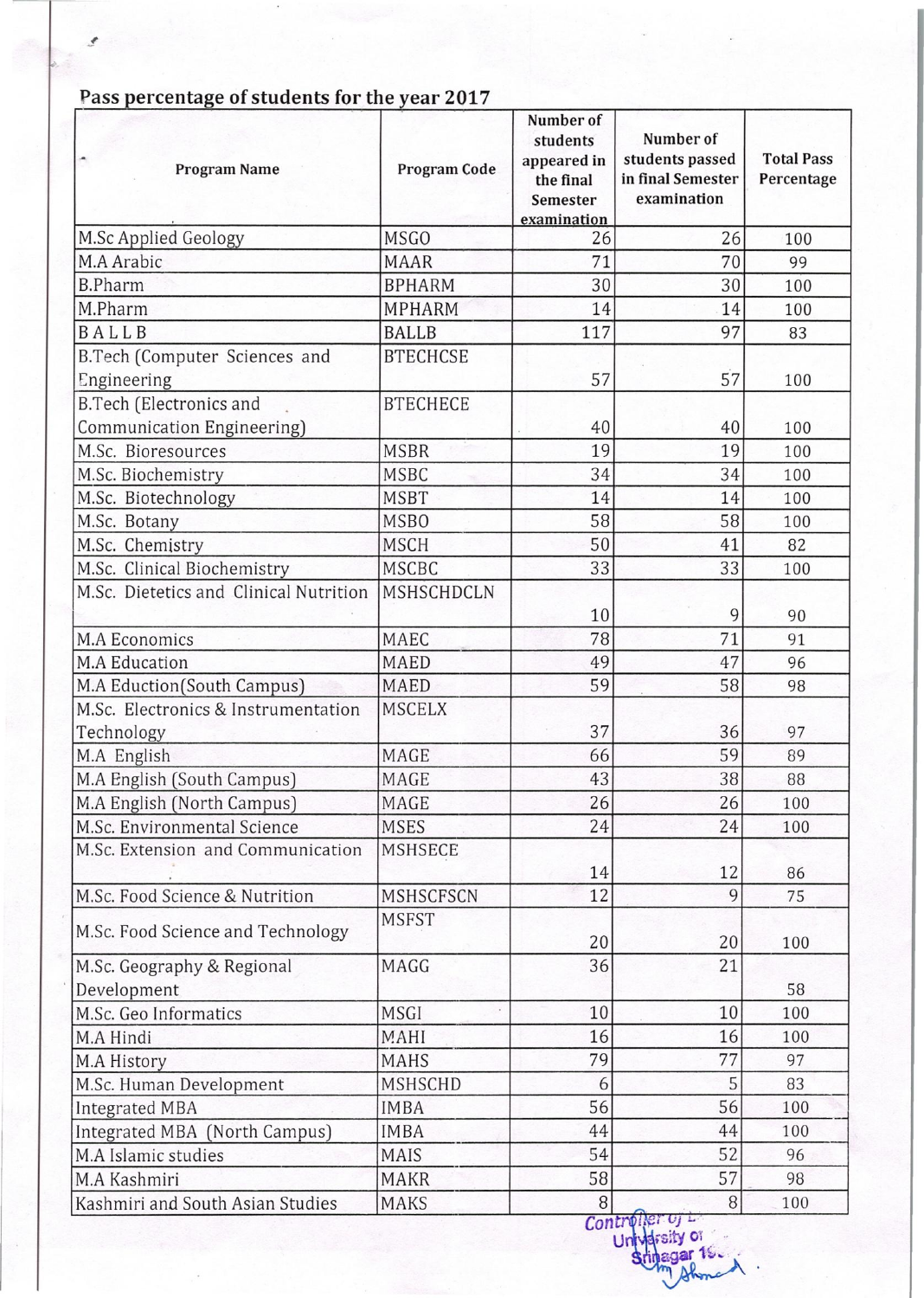## Pass percentage of students for the year 2017

| Program Name | Program Code | Number of students appeared in the final Semester examination | Number of students passed in final Semester examination | Total Pass Percentage |
|---|---|---|---|---|
| M.Sc Applied Geology | MSGO | 26 | 26 | 100 |
| M.A Arabic | MAAR | 71 | 70 | 99 |
| B.Pharm | BPHARM | 30 | 30 | 100 |
| M.Pharm | MPHARM | 14 | 14 | 100 |
| B A L L B | BALLB | 117 | 97 | 83 |
| B.Tech (Computer Sciences and Engineering | BTECHCSE | 57 | 57 | 100 |
| B.Tech (Electronics and Communication Engineering) | BTECHECE | 40 | 40 | 100 |
| M.Sc. Bioresources | MSBR | 19 | 19 | 100 |
| M.Sc. Biochemistry | MSBC | 34 | 34 | 100 |
| M.Sc. Biotechnology | MSBT | 14 | 14 | 100 |
| M.Sc. Botany | MSBO | 58 | 58 | 100 |
| M.Sc. Chemistry | MSCH | 50 | 41 | 82 |
| M.Sc. Clinical Biochemistry | MSCBC | 33 | 33 | 100 |
| M.Sc. Dietetics and Clinical Nutrition | MSHSCHDCLN | 10 | 9 | 90 |
| M.A Economics | MAEC | 78 | 71 | 91 |
| M.A Education | MAED | 49 | 47 | 96 |
| M.A Eduction(South Campus) | MAED | 59 | 58 | 98 |
| M.Sc. Electronics & Instrumentation Technology | MSCELX | 37 | 36 | 97 |
| M.A English | MAGE | 66 | 59 | 89 |
| M.A English (South Campus) | MAGE | 43 | 38 | 88 |
| M.A English (North Campus) | MAGE | 26 | 26 | 100 |
| M.Sc. Environmental Science | MSES | 24 | 24 | 100 |
| M.Sc. Extension and Communication | MSHSECE | 14 | 12 | 86 |
| M.Sc. Food Science & Nutrition | MSHSCFSCN | 12 | 9 | 75 |
| M.Sc. Food Science and Technology | MSFST | 20 | 20 | 100 |
| M.Sc. Geography & Regional Development | MAGG | 36 | 21 | 58 |
| M.Sc. Geo Informatics | MSGI | 10 | 10 | 100 |
| M.A Hindi | MAHI | 16 | 16 | 100 |
| M.A History | MAHS | 79 | 77 | 97 |
| M.Sc. Human Development | MSHSCHD | 6 | 5 | 83 |
| Integrated MBA | IMBA | 56 | 56 | 100 |
| Integrated MBA (North Campus) | IMBA | 44 | 44 | 100 |
| M.A Islamic studies | MAIS | 54 | 52 | 96 |
| M.A Kashmiri | MAKR | 58 | 57 | 98 |
| Kashmiri and South Asian Studies | MAKS | 8 | 8 | 100 |

Controller of ...
University of
Srinagar 19...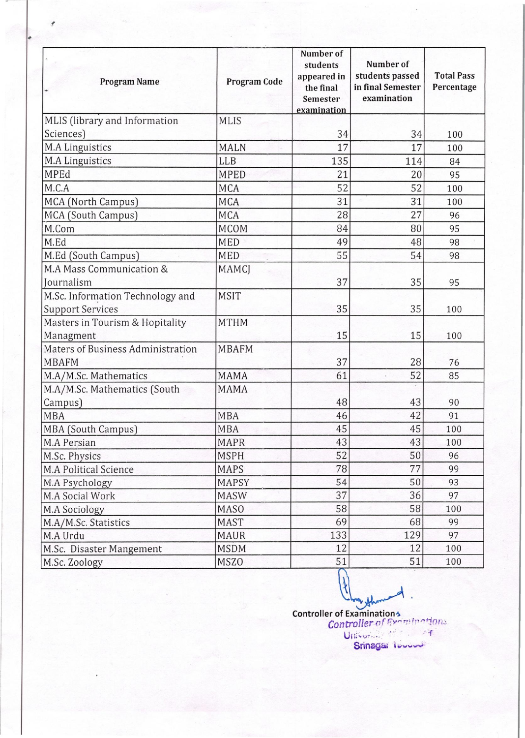| Program Name | Program Code | Number of students appeared in the final Semester examination | Number of students passed in final Semester examination | Total Pass Percentage |
|---|---|---|---|---|
| MLIS (library and Information Sciences) | MLIS | 34 | 34 | 100 |
| M.A Linguistics | MALN | 17 | 17 | 100 |
| M.A Linguistics | LLB | 135 | 114 | 84 |
| MPEd | MPED | 21 | 20 | 95 |
| M.C.A | MCA | 52 | 52 | 100 |
| MCA (North Campus) | MCA | 31 | 31 | 100 |
| MCA (South Campus) | MCA | 28 | 27 | 96 |
| M.Com | MCOM | 84 | 80 | 95 |
| M.Ed | MED | 49 | 48 | 98 |
| M.Ed (South Campus) | MED | 55 | 54 | 98 |
| M.A Mass Communication & Journalism | MAMCJ | 37 | 35 | 95 |
| M.Sc. Information Technology and Support Services | MSIT | 35 | 35 | 100 |
| Masters in Tourism & Hopitality Managment | MTHM | 15 | 15 | 100 |
| Maters of Business Administration MBAFM | MBAFM | 37 | 28 | 76 |
| M.A/M.Sc. Mathematics | MAMA | 61 | 52 | 85 |
| M.A/M.Sc. Mathematics (South Campus) | MAMA | 48 | 43 | 90 |
| MBA | MBA | 46 | 42 | 91 |
| MBA (South Campus) | MBA | 45 | 45 | 100 |
| M.A Persian | MAPR | 43 | 43 | 100 |
| M.Sc. Physics | MSPH | 52 | 50 | 96 |
| M.A Political Science | MAPS | 78 | 77 | 99 |
| M.A Psychology | MAPSY | 54 | 50 | 93 |
| M.A Social Work | MASW | 37 | 36 | 97 |
| M.A Sociology | MASO | 58 | 58 | 100 |
| M.A/M.Sc. Statistics | MAST | 69 | 68 | 99 |
| M.A Urdu | MAUR | 133 | 129 | 97 |
| M.Sc. Disaster Mangement | MSDM | 12 | 12 | 100 |
| M.Sc. Zoology | MSZO | 51 | 51 | 100 |

Controller of Examinations

Controller of Examinations
University of Kashmir
Srinagar